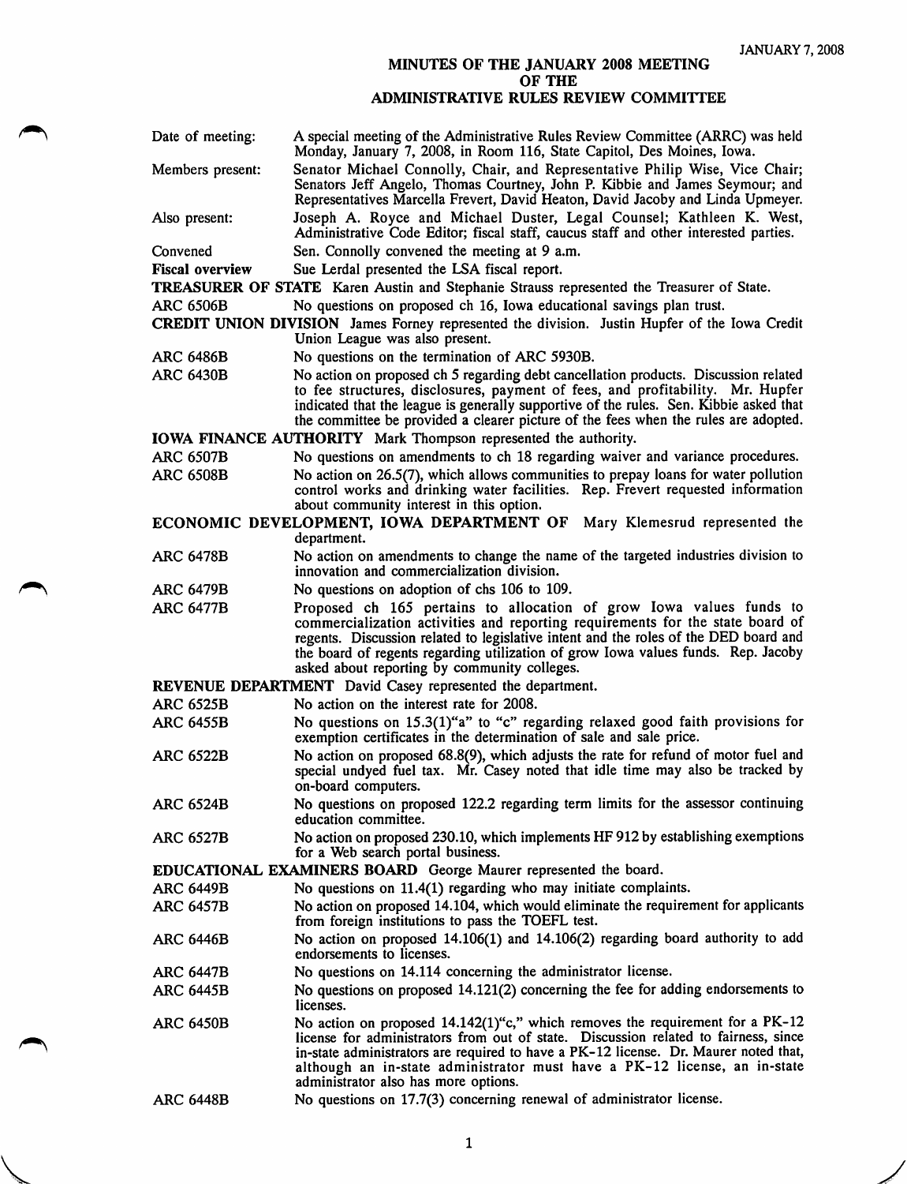JANUARY 7, 2008

# MINUTES OF THE JANUARY 2008 MEETING OF THE ADMINISTRATIVE RULES REVIEW COMMITTEE

| | |
|---|---|
| Date of meeting: | A special meeting of the Administrative Rules Review Committee (ARRC) was held Monday, January 7, 2008, in Room 116, State Capitol, Des Moines, Iowa. |
| Members present: | Senator Michael Connolly, Chair, and Representative Philip Wise, Vice Chair; Senators Jeff Angelo, Thomas Courtney, John P. Kibbie and James Seymour; and Representatives Marcella Frevert, David Heaton, David Jacoby and Linda Upmeyer. |
| Also present: | Joseph A. Royce and Michael Duster, Legal Counsel; Kathleen K. West, Administrative Code Editor; fiscal staff, caucus staff and other interested parties. |
| Convened | Sen. Connolly convened the meeting at 9 a.m. |
| **Fiscal overview** | Sue Lerdal presented the LSA fiscal report. |

**TREASURER OF STATE** Karen Austin and Stephanie Strauss represented the Treasurer of State.

| | |
|---|---|
| ARC 6506B | No questions on proposed ch 16, Iowa educational savings plan trust. |

**CREDIT UNION DIVISION** James Forney represented the division. Justin Hupfer of the Iowa Credit Union League was also present.

| | |
|---|---|
| ARC 6486B | No questions on the termination of ARC 5930B. |
| ARC 6430B | No action on proposed ch 5 regarding debt cancellation products. Discussion related to fee structures, disclosures, payment of fees, and profitability. Mr. Hupfer indicated that the league is generally supportive of the rules. Sen. Kibbie asked that the committee be provided a clearer picture of the fees when the rules are adopted. |

**IOWA FINANCE AUTHORITY** Mark Thompson represented the authority.

| | |
|---|---|
| ARC 6507B | No questions on amendments to ch 18 regarding waiver and variance procedures. |
| ARC 6508B | No action on 26.5(7), which allows communities to prepay loans for water pollution control works and drinking water facilities. Rep. Frevert requested information about community interest in this option. |

**ECONOMIC DEVELOPMENT, IOWA DEPARTMENT OF** Mary Klemesrud represented the department.

| | |
|---|---|
| ARC 6478B | No action on amendments to change the name of the targeted industries division to innovation and commercialization division. |
| ARC 6479B | No questions on adoption of chs 106 to 109. |
| ARC 6477B | Proposed ch 165 pertains to allocation of grow Iowa values funds to commercialization activities and reporting requirements for the state board of regents. Discussion related to legislative intent and the roles of the DED board and the board of regents regarding utilization of grow Iowa values funds. Rep. Jacoby asked about reporting by community colleges. |

**REVENUE DEPARTMENT** David Casey represented the department.

| | |
|---|---|
| ARC 6525B | No action on the interest rate for 2008. |
| ARC 6455B | No questions on 15.3(1)"a" to "c" regarding relaxed good faith provisions for exemption certificates in the determination of sale and sale price. |
| ARC 6522B | No action on proposed 68.8(9), which adjusts the rate for refund of motor fuel and special undyed fuel tax. Mr. Casey noted that idle time may also be tracked by on-board computers. |
| ARC 6524B | No questions on proposed 122.2 regarding term limits for the assessor continuing education committee. |
| ARC 6527B | No action on proposed 230.10, which implements HF 912 by establishing exemptions for a Web search portal business. |

**EDUCATIONAL EXAMINERS BOARD** George Maurer represented the board.

| | |
|---|---|
| ARC 6449B | No questions on 11.4(1) regarding who may initiate complaints. |
| ARC 6457B | No action on proposed 14.104, which would eliminate the requirement for applicants from foreign institutions to pass the TOEFL test. |
| ARC 6446B | No action on proposed 14.106(1) and 14.106(2) regarding board authority to add endorsements to licenses. |
| ARC 6447B | No questions on 14.114 concerning the administrator license. |
| ARC 6445B | No questions on proposed 14.121(2) concerning the fee for adding endorsements to licenses. |
| ARC 6450B | No action on proposed 14.142(1)"c," which removes the requirement for a PK-12 license for administrators from out of state. Discussion related to fairness, since in-state administrators are required to have a PK-12 license. Dr. Maurer noted that, although an in-state administrator must have a PK-12 license, an in-state administrator also has more options. |
| ARC 6448B | No questions on 17.7(3) concerning renewal of administrator license. |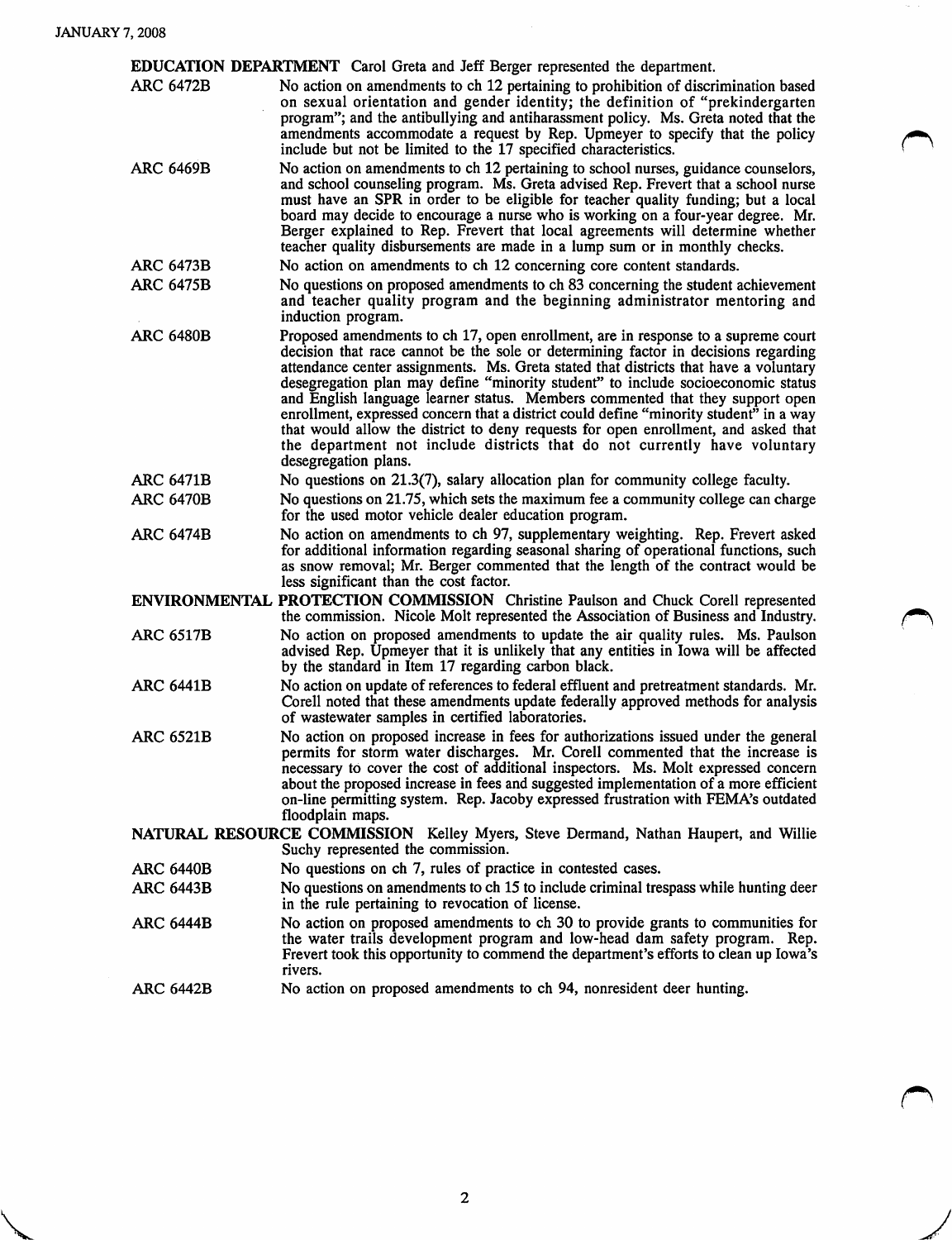**EDUCATION DEPARTMENT** Carol Greta and Jeff Berger represented the department.

ARC 6472B — No action on amendments to ch 12 pertaining to prohibition of discrimination based on sexual orientation and gender identity; the definition of "prekindergarten program"; and the antibullying and antiharassment policy. Ms. Greta noted that the amendments accommodate a request by Rep. Upmeyer to specify that the policy include but not be limited to the 17 specified characteristics.

ARC 6469B — No action on amendments to ch 12 pertaining to school nurses, guidance counselors, and school counseling program. Ms. Greta advised Rep. Frevert that a school nurse must have an SPR in order to be eligible for teacher quality funding; but a local board may decide to encourage a nurse who is working on a four-year degree. Mr. Berger explained to Rep. Frevert that local agreements will determine whether teacher quality disbursements are made in a lump sum or in monthly checks.

ARC 6473B — No action on amendments to ch 12 concerning core content standards.

ARC 6475B — No questions on proposed amendments to ch 83 concerning the student achievement and teacher quality program and the beginning administrator mentoring and induction program.

ARC 6480B — Proposed amendments to ch 17, open enrollment, are in response to a supreme court decision that race cannot be the sole or determining factor in decisions regarding attendance center assignments. Ms. Greta stated that districts that have a voluntary desegregation plan may define "minority student" to include socioeconomic status and English language learner status. Members commented that they support open enrollment, expressed concern that a district could define "minority student" in a way that would allow the district to deny requests for open enrollment, and asked that the department not include districts that do not currently have voluntary desegregation plans.

ARC 6471B — No questions on 21.3(7), salary allocation plan for community college faculty.

ARC 6470B — No questions on 21.75, which sets the maximum fee a community college can charge for the used motor vehicle dealer education program.

ARC 6474B — No action on amendments to ch 97, supplementary weighting. Rep. Frevert asked for additional information regarding seasonal sharing of operational functions, such as snow removal; Mr. Berger commented that the length of the contract would be less significant than the cost factor.

**ENVIRONMENTAL PROTECTION COMMISSION** Christine Paulson and Chuck Corell represented the commission. Nicole Molt represented the Association of Business and Industry.

ARC 6517B — No action on proposed amendments to update the air quality rules. Ms. Paulson advised Rep. Upmeyer that it is unlikely that any entities in Iowa will be affected by the standard in Item 17 regarding carbon black.

ARC 6441B — No action on update of references to federal effluent and pretreatment standards. Mr. Corell noted that these amendments update federally approved methods for analysis of wastewater samples in certified laboratories.

ARC 6521B — No action on proposed increase in fees for authorizations issued under the general permits for storm water discharges. Mr. Corell commented that the increase is necessary to cover the cost of additional inspectors. Ms. Molt expressed concern about the proposed increase in fees and suggested implementation of a more efficient on-line permitting system. Rep. Jacoby expressed frustration with FEMA's outdated floodplain maps.

**NATURAL RESOURCE COMMISSION** Kelley Myers, Steve Dermand, Nathan Haupert, and Willie Suchy represented the commission.

ARC 6440B — No questions on ch 7, rules of practice in contested cases.

ARC 6443B — No questions on amendments to ch 15 to include criminal trespass while hunting deer in the rule pertaining to revocation of license.

ARC 6444B — No action on proposed amendments to ch 30 to provide grants to communities for the water trails development program and low-head dam safety program. Rep. Frevert took this opportunity to commend the department's efforts to clean up Iowa's rivers.

ARC 6442B — No action on proposed amendments to ch 94, nonresident deer hunting.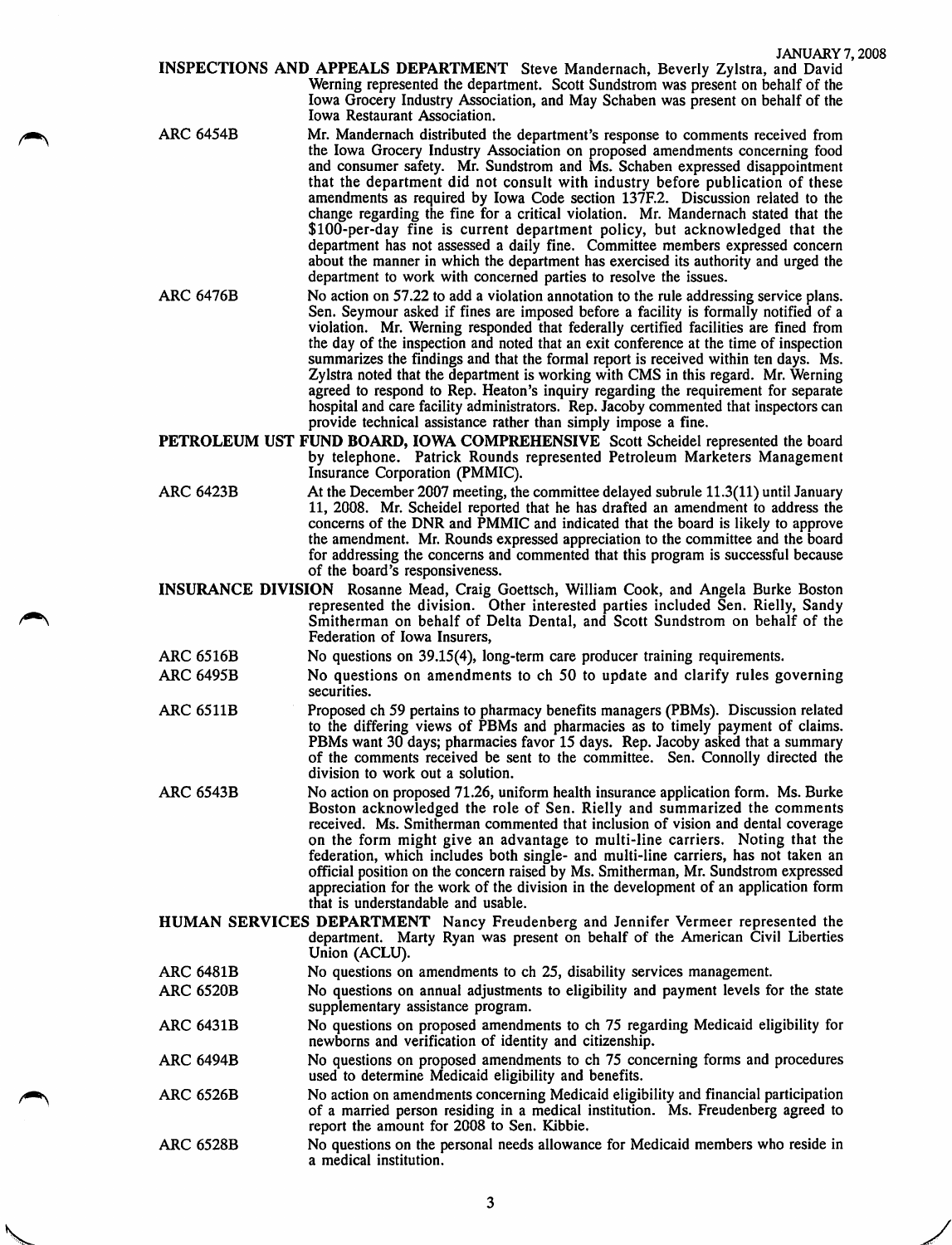**INSPECTIONS AND APPEALS DEPARTMENT** Steve Mandernach, Beverly Zylstra, and David Werning represented the department. Scott Sundstrom was present on behalf of the Iowa Grocery Industry Association, and May Schaben was present on behalf of the Iowa Restaurant Association.

ARC 6454B — Mr. Mandernach distributed the department's response to comments received from the Iowa Grocery Industry Association on proposed amendments concerning food and consumer safety. Mr. Sundstrom and Ms. Schaben expressed disappointment that the department did not consult with industry before publication of these amendments as required by Iowa Code section 137F.2. Discussion related to the change regarding the fine for a critical violation. Mr. Mandernach stated that the $100-per-day fine is current department policy, but acknowledged that the department has not assessed a daily fine. Committee members expressed concern about the manner in which the department has exercised its authority and urged the department to work with concerned parties to resolve the issues.

ARC 6476B — No action on 57.22 to add a violation annotation to the rule addressing service plans. Sen. Seymour asked if fines are imposed before a facility is formally notified of a violation. Mr. Werning responded that federally certified facilities are fined from the day of the inspection and noted that an exit conference at the time of inspection summarizes the findings and that the formal report is received within ten days. Ms. Zylstra noted that the department is working with CMS in this regard. Mr. Werning agreed to respond to Rep. Heaton's inquiry regarding the requirement for separate hospital and care facility administrators. Rep. Jacoby commented that inspectors can provide technical assistance rather than simply impose a fine.

**PETROLEUM UST FUND BOARD, IOWA COMPREHENSIVE** Scott Scheidel represented the board by telephone. Patrick Rounds represented Petroleum Marketers Management Insurance Corporation (PMMIC).

ARC 6423B — At the December 2007 meeting, the committee delayed subrule 11.3(11) until January 11, 2008. Mr. Scheidel reported that he has drafted an amendment to address the concerns of the DNR and PMMIC and indicated that the board is likely to approve the amendment. Mr. Rounds expressed appreciation to the committee and the board for addressing the concerns and commented that this program is successful because of the board's responsiveness.

**INSURANCE DIVISION** Rosanne Mead, Craig Goettsch, William Cook, and Angela Burke Boston represented the division. Other interested parties included Sen. Rielly, Sandy Smitherman on behalf of Delta Dental, and Scott Sundstrom on behalf of the Federation of Iowa Insurers,

ARC 6516B — No questions on 39.15(4), long-term care producer training requirements.

ARC 6495B — No questions on amendments to ch 50 to update and clarify rules governing securities.

ARC 6511B — Proposed ch 59 pertains to pharmacy benefits managers (PBMs). Discussion related to the differing views of PBMs and pharmacies as to timely payment of claims. PBMs want 30 days; pharmacies favor 15 days. Rep. Jacoby asked that a summary of the comments received be sent to the committee. Sen. Connolly directed the division to work out a solution.

ARC 6543B — No action on proposed 71.26, uniform health insurance application form. Ms. Burke Boston acknowledged the role of Sen. Rielly and summarized the comments received. Ms. Smitherman commented that inclusion of vision and dental coverage on the form might give an advantage to multi-line carriers. Noting that the federation, which includes both single- and multi-line carriers, has not taken an official position on the concern raised by Ms. Smitherman, Mr. Sundstrom expressed appreciation for the work of the division in the development of an application form that is understandable and usable.

**HUMAN SERVICES DEPARTMENT** Nancy Freudenberg and Jennifer Vermeer represented the department. Marty Ryan was present on behalf of the American Civil Liberties Union (ACLU).

ARC 6481B — No questions on amendments to ch 25, disability services management.

ARC 6520B — No questions on annual adjustments to eligibility and payment levels for the state supplementary assistance program.

ARC 6431B — No questions on proposed amendments to ch 75 regarding Medicaid eligibility for newborns and verification of identity and citizenship.

ARC 6494B — No questions on proposed amendments to ch 75 concerning forms and procedures used to determine Medicaid eligibility and benefits.

ARC 6526B — No action on amendments concerning Medicaid eligibility and financial participation of a married person residing in a medical institution. Ms. Freudenberg agreed to report the amount for 2008 to Sen. Kibbie.

ARC 6528B — No questions on the personal needs allowance for Medicaid members who reside in a medical institution.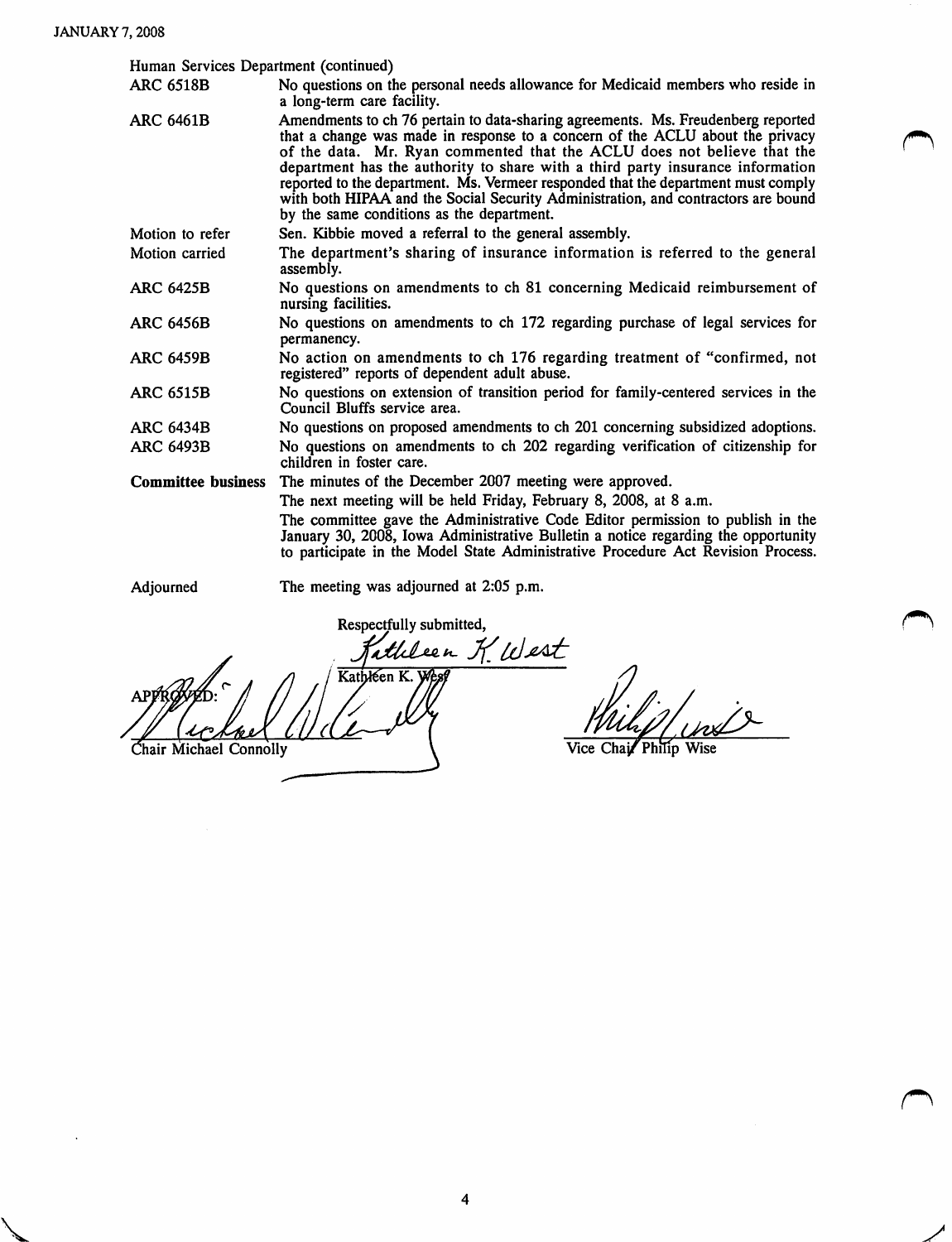Human Services Department (continued)

| | |
|---|---|
| ARC 6518B | No questions on the personal needs allowance for Medicaid members who reside in a long-term care facility. |
| ARC 6461B | Amendments to ch 76 pertain to data-sharing agreements. Ms. Freudenberg reported that a change was made in response to a concern of the ACLU about the privacy of the data. Mr. Ryan commented that the ACLU does not believe that the department has the authority to share with a third party insurance information reported to the department. Ms. Vermeer responded that the department must comply with both HIPAA and the Social Security Administration, and contractors are bound by the same conditions as the department. |
| Motion to refer | Sen. Kibbie moved a referral to the general assembly. |
| Motion carried | The department's sharing of insurance information is referred to the general assembly. |
| ARC 6425B | No questions on amendments to ch 81 concerning Medicaid reimbursement of nursing facilities. |
| ARC 6456B | No questions on amendments to ch 172 regarding purchase of legal services for permanency. |
| ARC 6459B | No action on amendments to ch 176 regarding treatment of "confirmed, not registered" reports of dependent adult abuse. |
| ARC 6515B | No questions on extension of transition period for family-centered services in the Council Bluffs service area. |
| ARC 6434B | No questions on proposed amendments to ch 201 concerning subsidized adoptions. |
| ARC 6493B | No questions on amendments to ch 202 regarding verification of citizenship for children in foster care. |
| **Committee business** | The minutes of the December 2007 meeting were approved.<br>The next meeting will be held Friday, February 8, 2008, at 8 a.m.<br>The committee gave the Administrative Code Editor permission to publish in the January 30, 2008, Iowa Administrative Bulletin a notice regarding the opportunity to participate in the Model State Administrative Procedure Act Revision Process. |
| Adjourned | The meeting was adjourned at 2:05 p.m. |

Respectfully submitted,

Kathleen K. West

APPROVED:

Chair Michael Connolly

Vice Chair Philip Wise